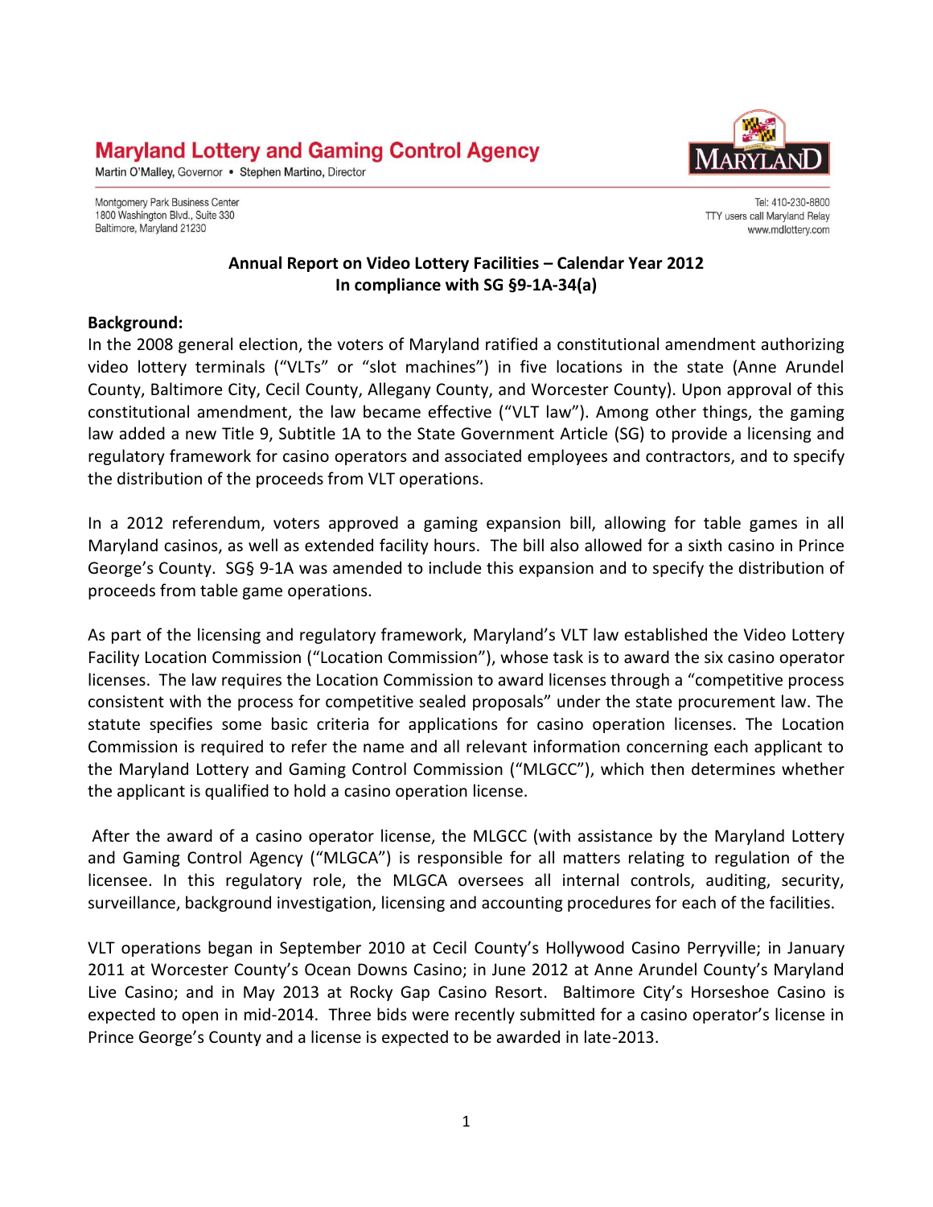**Maryland Lottery and Gaming Control Agency**

Martin O'Malley, Governor • Stephen Martino, Director

Montgomery Park Business Center
1800 Washington Blvd., Suite 330
Baltimore, Maryland 21230

Tel: 410-230-8800
TTY users call Maryland Relay
www.mdlottery.com

**Annual Report on Video Lottery Facilities – Calendar Year 2012**
**In compliance with SG §9-1A-34(a)**

**Background:**

In the 2008 general election, the voters of Maryland ratified a constitutional amendment authorizing video lottery terminals ("VLTs" or "slot machines") in five locations in the state (Anne Arundel County, Baltimore City, Cecil County, Allegany County, and Worcester County). Upon approval of this constitutional amendment, the law became effective ("VLT law"). Among other things, the gaming law added a new Title 9, Subtitle 1A to the State Government Article (SG) to provide a licensing and regulatory framework for casino operators and associated employees and contractors, and to specify the distribution of the proceeds from VLT operations.

In a 2012 referendum, voters approved a gaming expansion bill, allowing for table games in all Maryland casinos, as well as extended facility hours. The bill also allowed for a sixth casino in Prince George's County. SG§ 9-1A was amended to include this expansion and to specify the distribution of proceeds from table game operations.

As part of the licensing and regulatory framework, Maryland's VLT law established the Video Lottery Facility Location Commission ("Location Commission"), whose task is to award the six casino operator licenses. The law requires the Location Commission to award licenses through a "competitive process consistent with the process for competitive sealed proposals" under the state procurement law. The statute specifies some basic criteria for applications for casino operation licenses. The Location Commission is required to refer the name and all relevant information concerning each applicant to the Maryland Lottery and Gaming Control Commission ("MLGCC"), which then determines whether the applicant is qualified to hold a casino operation license.

After the award of a casino operator license, the MLGCC (with assistance by the Maryland Lottery and Gaming Control Agency ("MLGCA") is responsible for all matters relating to regulation of the licensee. In this regulatory role, the MLGCA oversees all internal controls, auditing, security, surveillance, background investigation, licensing and accounting procedures for each of the facilities.

VLT operations began in September 2010 at Cecil County's Hollywood Casino Perryville; in January 2011 at Worcester County's Ocean Downs Casino; in June 2012 at Anne Arundel County's Maryland Live Casino; and in May 2013 at Rocky Gap Casino Resort. Baltimore City's Horseshoe Casino is expected to open in mid-2014. Three bids were recently submitted for a casino operator's license in Prince George's County and a license is expected to be awarded in late-2013.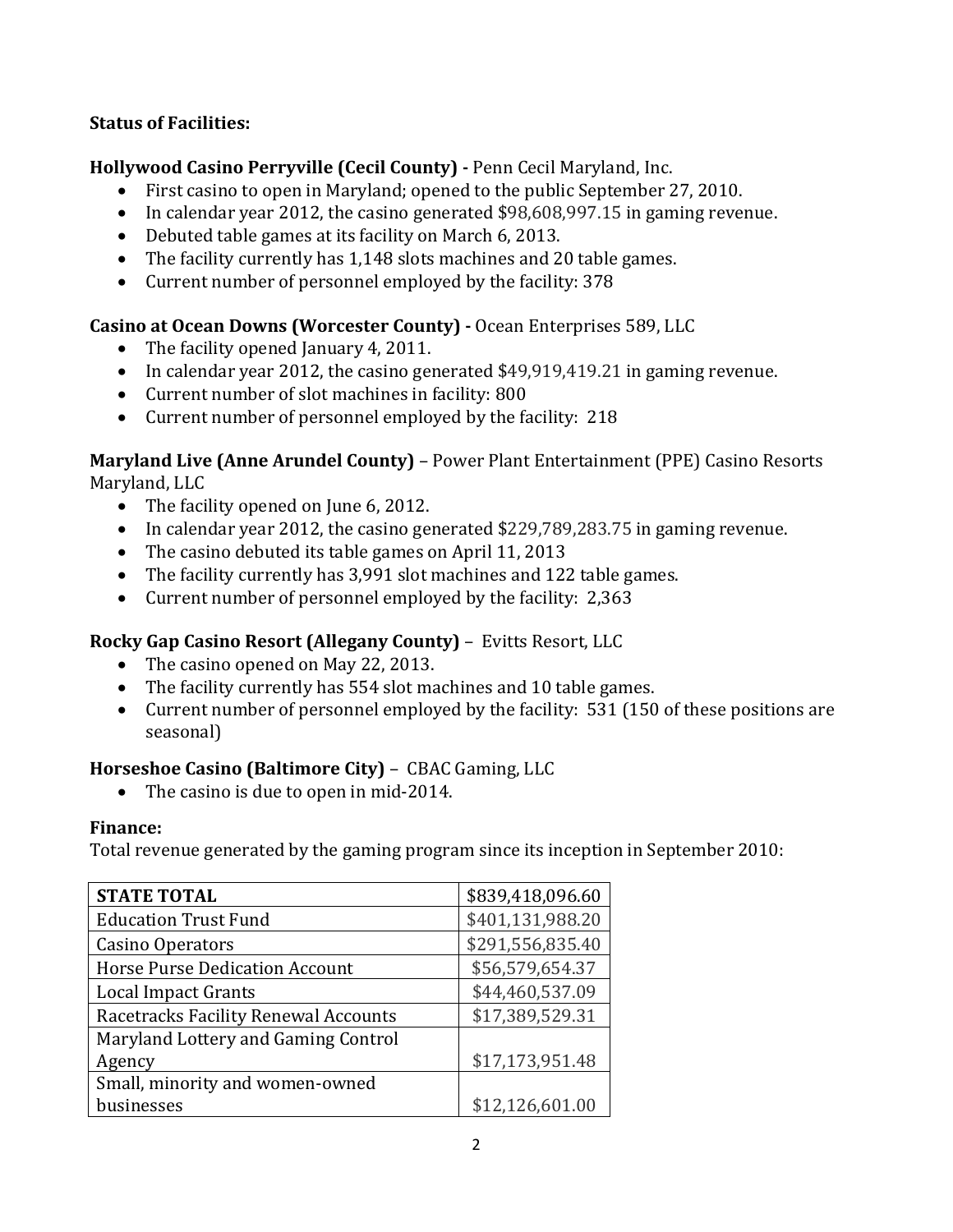**Status of Facilities:**

**Hollywood Casino Perryville (Cecil County) -** Penn Cecil Maryland, Inc.

- First casino to open in Maryland; opened to the public September 27, 2010.
- In calendar year 2012, the casino generated $98,608,997.15 in gaming revenue.
- Debuted table games at its facility on March 6, 2013.
- The facility currently has 1,148 slots machines and 20 table games.
- Current number of personnel employed by the facility: 378

**Casino at Ocean Downs (Worcester County) -** Ocean Enterprises 589, LLC

- The facility opened January 4, 2011.
- In calendar year 2012, the casino generated $49,919,419.21 in gaming revenue.
- Current number of slot machines in facility: 800
- Current number of personnel employed by the facility: 218

**Maryland Live (Anne Arundel County)** – Power Plant Entertainment (PPE) Casino Resorts Maryland, LLC

- The facility opened on June 6, 2012.
- In calendar year 2012, the casino generated $229,789,283.75 in gaming revenue.
- The casino debuted its table games on April 11, 2013
- The facility currently has 3,991 slot machines and 122 table games.
- Current number of personnel employed by the facility: 2,363

**Rocky Gap Casino Resort (Allegany County)** – Evitts Resort, LLC

- The casino opened on May 22, 2013.
- The facility currently has 554 slot machines and 10 table games.
- Current number of personnel employed by the facility: 531 (150 of these positions are seasonal)

**Horseshoe Casino (Baltimore City)** – CBAC Gaming, LLC

- The casino is due to open in mid-2014.

**Finance:**

Total revenue generated by the gaming program since its inception in September 2010:

| **STATE TOTAL** | $839,418,096.60 |
|---|---|
| Education Trust Fund | $401,131,988.20 |
| Casino Operators | $291,556,835.40 |
| Horse Purse Dedication Account | $56,579,654.37 |
| Local Impact Grants | $44,460,537.09 |
| Racetracks Facility Renewal Accounts | $17,389,529.31 |
| Maryland Lottery and Gaming Control Agency | $17,173,951.48 |
| Small, minority and women-owned businesses | $12,126,601.00 |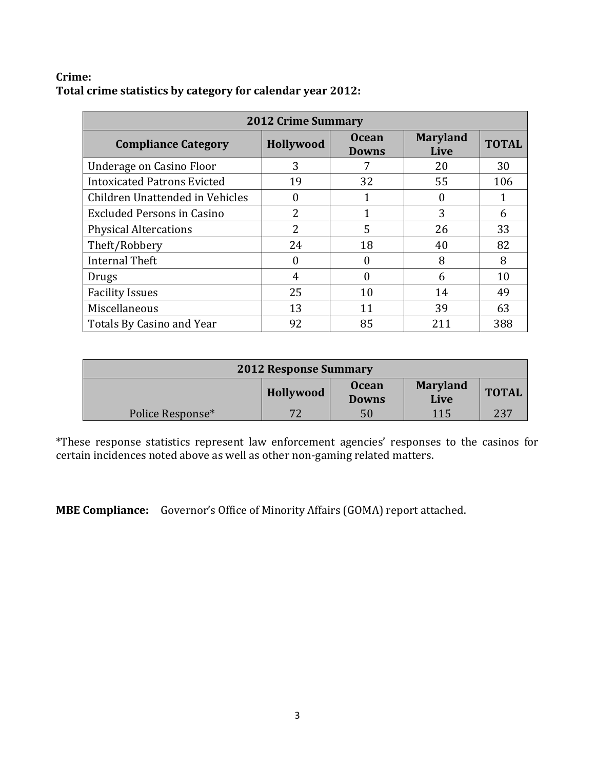**Crime:**
**Total crime statistics by category for calendar year 2012:**

| 2012 Crime Summary | | | | |
|---|---|---|---|---|
| **Compliance Category** | **Hollywood** | **Ocean Downs** | **Maryland Live** | **TOTAL** |
| Underage on Casino Floor | 3 | 7 | 20 | 30 |
| Intoxicated Patrons Evicted | 19 | 32 | 55 | 106 |
| Children Unattended in Vehicles | 0 | 1 | 0 | 1 |
| Excluded Persons in Casino | 2 | 1 | 3 | 6 |
| Physical Altercations | 2 | 5 | 26 | 33 |
| Theft/Robbery | 24 | 18 | 40 | 82 |
| Internal Theft | 0 | 0 | 8 | 8 |
| Drugs | 4 | 0 | 6 | 10 |
| Facility Issues | 25 | 10 | 14 | 49 |
| Miscellaneous | 13 | 11 | 39 | 63 |
| Totals By Casino and Year | 92 | 85 | 211 | 388 |

| 2012 Response Summary | | | | |
|---|---|---|---|---|
| | **Hollywood** | **Ocean Downs** | **Maryland Live** | **TOTAL** |
| Police Response* | 72 | 50 | 115 | 237 |

*These response statistics represent law enforcement agencies' responses to the casinos for certain incidences noted above as well as other non-gaming related matters.

**MBE Compliance:** Governor's Office of Minority Affairs (GOMA) report attached.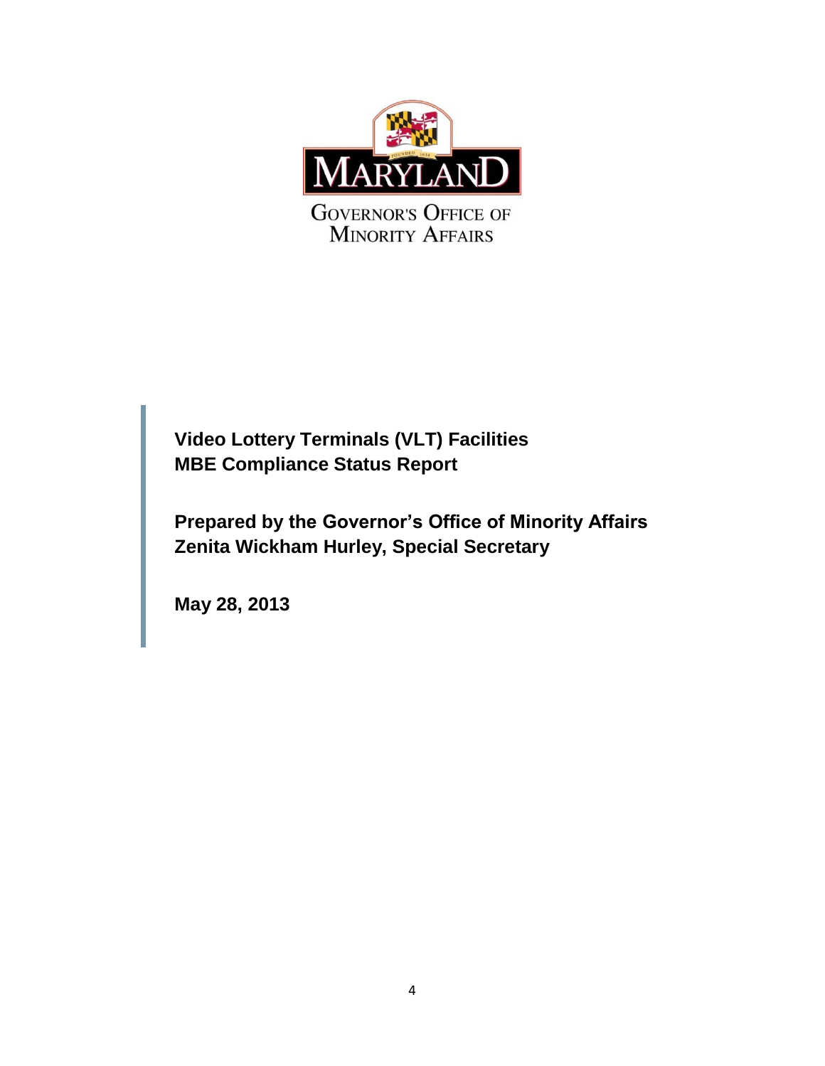MARYLAND

GOVERNOR'S OFFICE OF MINORITY AFFAIRS

**Video Lottery Terminals (VLT) Facilities**
**MBE Compliance Status Report**

**Prepared by the Governor's Office of Minority Affairs**
**Zenita Wickham Hurley, Special Secretary**

**May 28, 2013**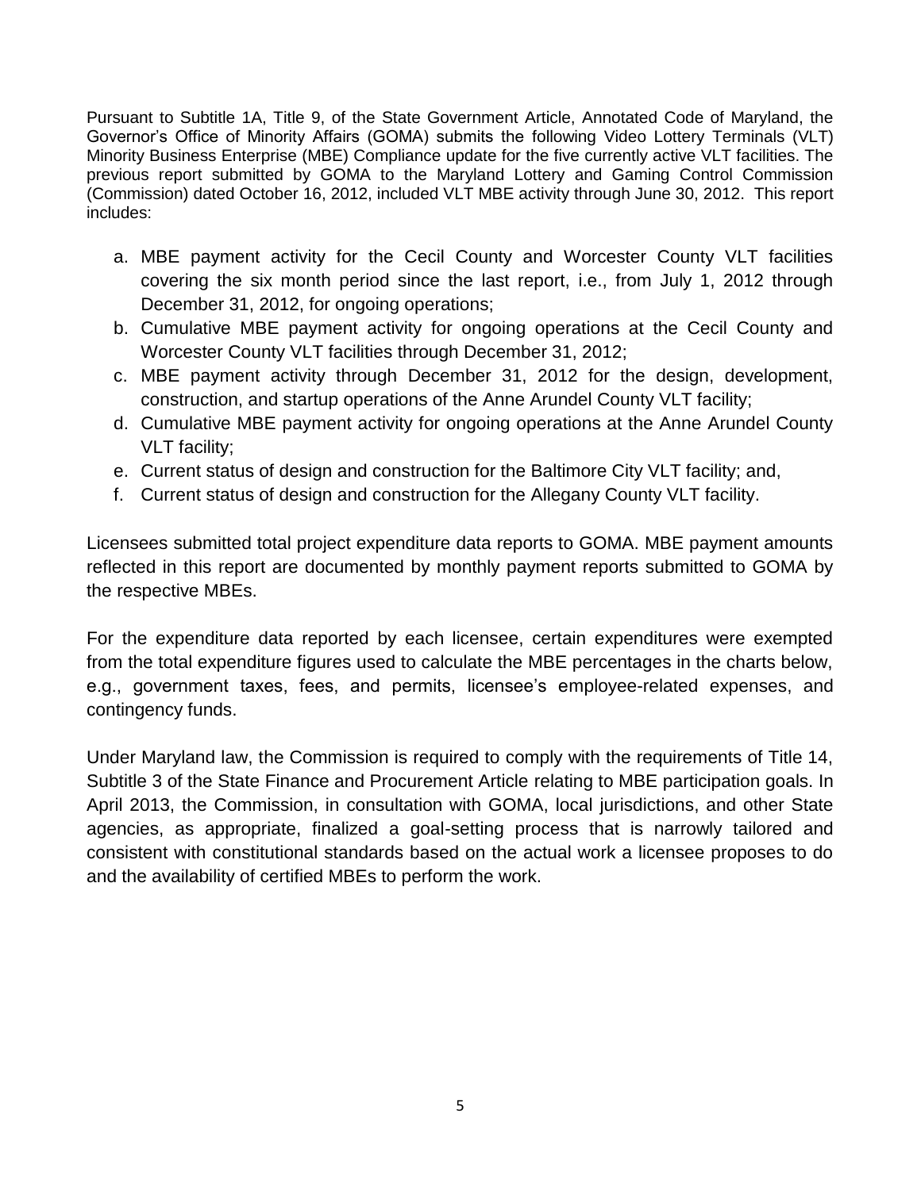Pursuant to Subtitle 1A, Title 9, of the State Government Article, Annotated Code of Maryland, the Governor's Office of Minority Affairs (GOMA) submits the following Video Lottery Terminals (VLT) Minority Business Enterprise (MBE) Compliance update for the five currently active VLT facilities. The previous report submitted by GOMA to the Maryland Lottery and Gaming Control Commission (Commission) dated October 16, 2012, included VLT MBE activity through June 30, 2012. This report includes:

a. MBE payment activity for the Cecil County and Worcester County VLT facilities covering the six month period since the last report, i.e., from July 1, 2012 through December 31, 2012, for ongoing operations;
b. Cumulative MBE payment activity for ongoing operations at the Cecil County and Worcester County VLT facilities through December 31, 2012;
c. MBE payment activity through December 31, 2012 for the design, development, construction, and startup operations of the Anne Arundel County VLT facility;
d. Cumulative MBE payment activity for ongoing operations at the Anne Arundel County VLT facility;
e. Current status of design and construction for the Baltimore City VLT facility; and,
f. Current status of design and construction for the Allegany County VLT facility.

Licensees submitted total project expenditure data reports to GOMA. MBE payment amounts reflected in this report are documented by monthly payment reports submitted to GOMA by the respective MBEs.

For the expenditure data reported by each licensee, certain expenditures were exempted from the total expenditure figures used to calculate the MBE percentages in the charts below, e.g., government taxes, fees, and permits, licensee's employee-related expenses, and contingency funds.

Under Maryland law, the Commission is required to comply with the requirements of Title 14, Subtitle 3 of the State Finance and Procurement Article relating to MBE participation goals. In April 2013, the Commission, in consultation with GOMA, local jurisdictions, and other State agencies, as appropriate, finalized a goal-setting process that is narrowly tailored and consistent with constitutional standards based on the actual work a licensee proposes to do and the availability of certified MBEs to perform the work.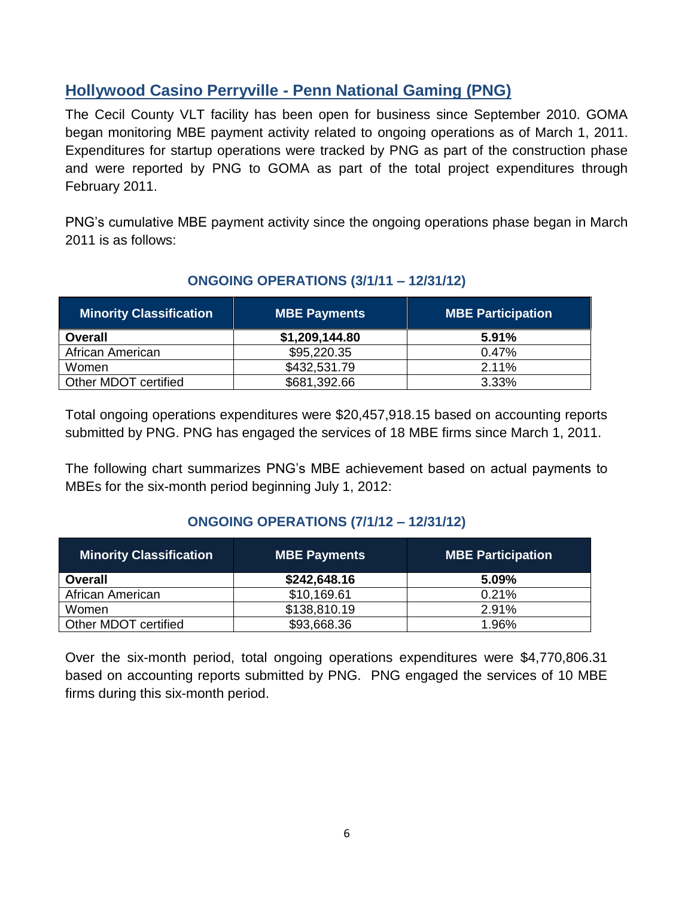## Hollywood Casino Perryville - Penn National Gaming (PNG)

The Cecil County VLT facility has been open for business since September 2010. GOMA began monitoring MBE payment activity related to ongoing operations as of March 1, 2011. Expenditures for startup operations were tracked by PNG as part of the construction phase and were reported by PNG to GOMA as part of the total project expenditures through February 2011.

PNG's cumulative MBE payment activity since the ongoing operations phase began in March 2011 is as follows:

### ONGOING OPERATIONS (3/1/11 – 12/31/12)

| Minority Classification | MBE Payments | MBE Participation |
| --- | --- | --- |
| **Overall** | **$1,209,144.80** | **5.91%** |
| African American | $95,220.35 | 0.47% |
| Women | $432,531.79 | 2.11% |
| Other MDOT certified | $681,392.66 | 3.33% |

Total ongoing operations expenditures were $20,457,918.15 based on accounting reports submitted by PNG. PNG has engaged the services of 18 MBE firms since March 1, 2011.

The following chart summarizes PNG's MBE achievement based on actual payments to MBEs for the six-month period beginning July 1, 2012:

### ONGOING OPERATIONS (7/1/12 – 12/31/12)

| Minority Classification | MBE Payments | MBE Participation |
| --- | --- | --- |
| **Overall** | **$242,648.16** | **5.09%** |
| African American | $10,169.61 | 0.21% |
| Women | $138,810.19 | 2.91% |
| Other MDOT certified | $93,668.36 | 1.96% |

Over the six-month period, total ongoing operations expenditures were $4,770,806.31 based on accounting reports submitted by PNG. PNG engaged the services of 10 MBE firms during this six-month period.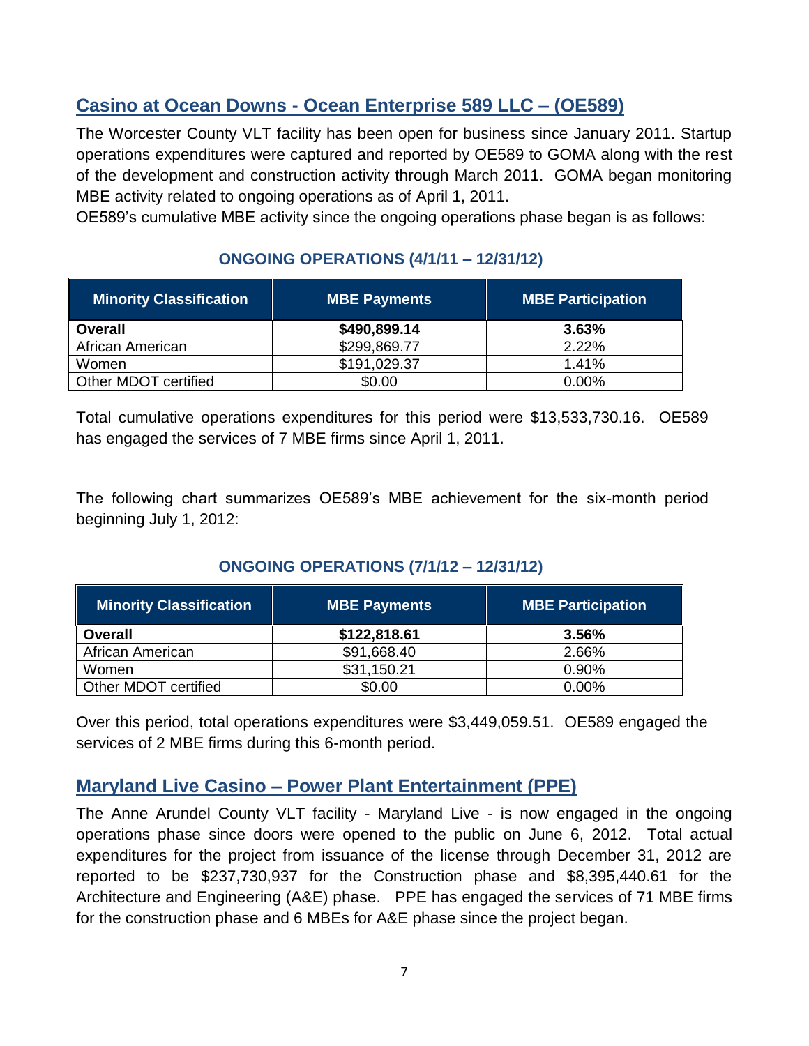## Casino at Ocean Downs - Ocean Enterprise 589 LLC – (OE589)

The Worcester County VLT facility has been open for business since January 2011. Startup operations expenditures were captured and reported by OE589 to GOMA along with the rest of the development and construction activity through March 2011. GOMA began monitoring MBE activity related to ongoing operations as of April 1, 2011.

OE589's cumulative MBE activity since the ongoing operations phase began is as follows:

**ONGOING OPERATIONS (4/1/11 – 12/31/12)**

| Minority Classification | MBE Payments | MBE Participation |
|---|---|---|
| **Overall** | **$490,899.14** | **3.63%** |
| African American | $299,869.77 | 2.22% |
| Women | $191,029.37 | 1.41% |
| Other MDOT certified | $0.00 | 0.00% |

Total cumulative operations expenditures for this period were $13,533,730.16. OE589 has engaged the services of 7 MBE firms since April 1, 2011.

The following chart summarizes OE589's MBE achievement for the six-month period beginning July 1, 2012:

**ONGOING OPERATIONS (7/1/12 – 12/31/12)**

| Minority Classification | MBE Payments | MBE Participation |
|---|---|---|
| **Overall** | **$122,818.61** | **3.56%** |
| African American | $91,668.40 | 2.66% |
| Women | $31,150.21 | 0.90% |
| Other MDOT certified | $0.00 | 0.00% |

Over this period, total operations expenditures were $3,449,059.51. OE589 engaged the services of 2 MBE firms during this 6-month period.

## Maryland Live Casino – Power Plant Entertainment (PPE)

The Anne Arundel County VLT facility - Maryland Live - is now engaged in the ongoing operations phase since doors were opened to the public on June 6, 2012. Total actual expenditures for the project from issuance of the license through December 31, 2012 are reported to be $237,730,937 for the Construction phase and $8,395,440.61 for the Architecture and Engineering (A&E) phase. PPE has engaged the services of 71 MBE firms for the construction phase and 6 MBEs for A&E phase since the project began.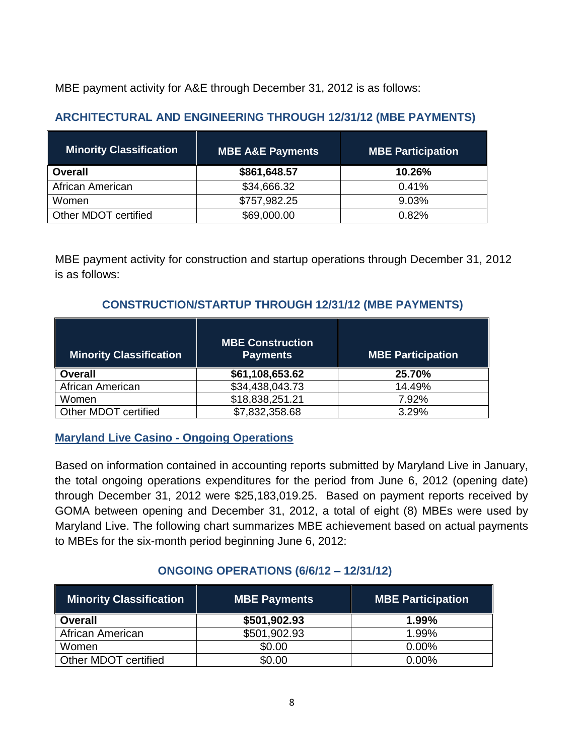MBE payment activity for A&E through December 31, 2012 is as follows:

### ARCHITECTURAL AND ENGINEERING THROUGH 12/31/12 (MBE PAYMENTS)

| Minority Classification | MBE A&E Payments | MBE Participation |
|---|---|---|
| **Overall** | **$861,648.57** | **10.26%** |
| African American | $34,666.32 | 0.41% |
| Women | $757,982.25 | 9.03% |
| Other MDOT certified | $69,000.00 | 0.82% |

MBE payment activity for construction and startup operations through December 31, 2012 is as follows:

### CONSTRUCTION/STARTUP THROUGH 12/31/12 (MBE PAYMENTS)

| Minority Classification | MBE Construction Payments | MBE Participation |
|---|---|---|
| **Overall** | **$61,108,653.62** | **25.70%** |
| African American | $34,438,043.73 | 14.49% |
| Women | $18,838,251.21 | 7.92% |
| Other MDOT certified | $7,832,358.68 | 3.29% |

## Maryland Live Casino - Ongoing Operations

Based on information contained in accounting reports submitted by Maryland Live in January, the total ongoing operations expenditures for the period from June 6, 2012 (opening date) through December 31, 2012 were $25,183,019.25. Based on payment reports received by GOMA between opening and December 31, 2012, a total of eight (8) MBEs were used by Maryland Live. The following chart summarizes MBE achievement based on actual payments to MBEs for the six-month period beginning June 6, 2012:

### ONGOING OPERATIONS (6/6/12 – 12/31/12)

| Minority Classification | MBE Payments | MBE Participation |
|---|---|---|
| **Overall** | **$501,902.93** | **1.99%** |
| African American | $501,902.93 | 1.99% |
| Women | $0.00 | 0.00% |
| Other MDOT certified | $0.00 | 0.00% |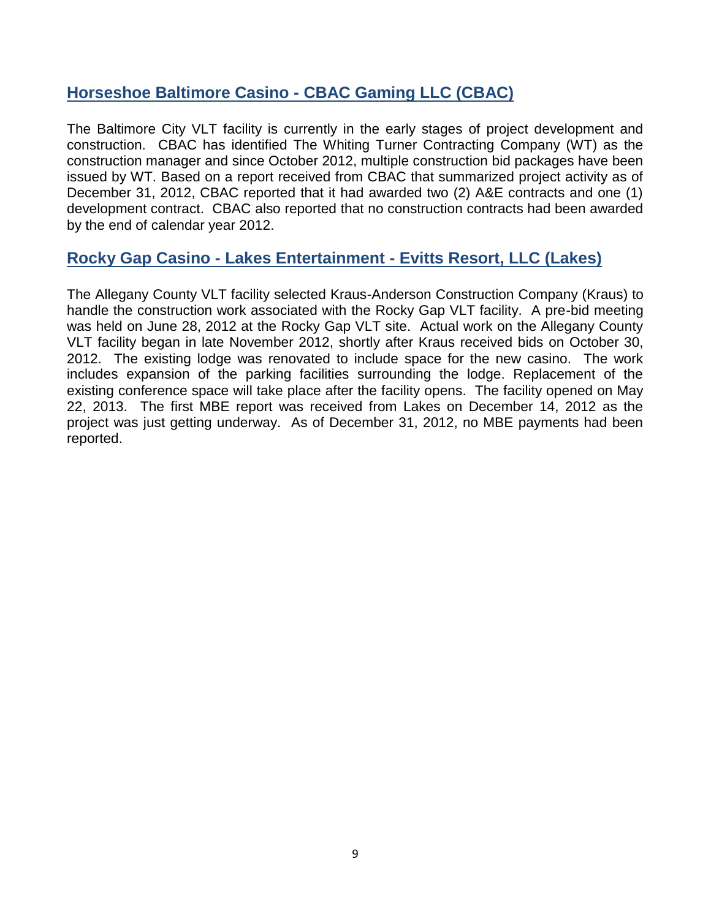## Horseshoe Baltimore Casino - CBAC Gaming LLC (CBAC)

The Baltimore City VLT facility is currently in the early stages of project development and construction. CBAC has identified The Whiting Turner Contracting Company (WT) as the construction manager and since October 2012, multiple construction bid packages have been issued by WT. Based on a report received from CBAC that summarized project activity as of December 31, 2012, CBAC reported that it had awarded two (2) A&E contracts and one (1) development contract. CBAC also reported that no construction contracts had been awarded by the end of calendar year 2012.

## Rocky Gap Casino - Lakes Entertainment - Evitts Resort, LLC (Lakes)

The Allegany County VLT facility selected Kraus-Anderson Construction Company (Kraus) to handle the construction work associated with the Rocky Gap VLT facility. A pre-bid meeting was held on June 28, 2012 at the Rocky Gap VLT site. Actual work on the Allegany County VLT facility began in late November 2012, shortly after Kraus received bids on October 30, 2012. The existing lodge was renovated to include space for the new casino. The work includes expansion of the parking facilities surrounding the lodge. Replacement of the existing conference space will take place after the facility opens. The facility opened on May 22, 2013. The first MBE report was received from Lakes on December 14, 2012 as the project was just getting underway. As of December 31, 2012, no MBE payments had been reported.